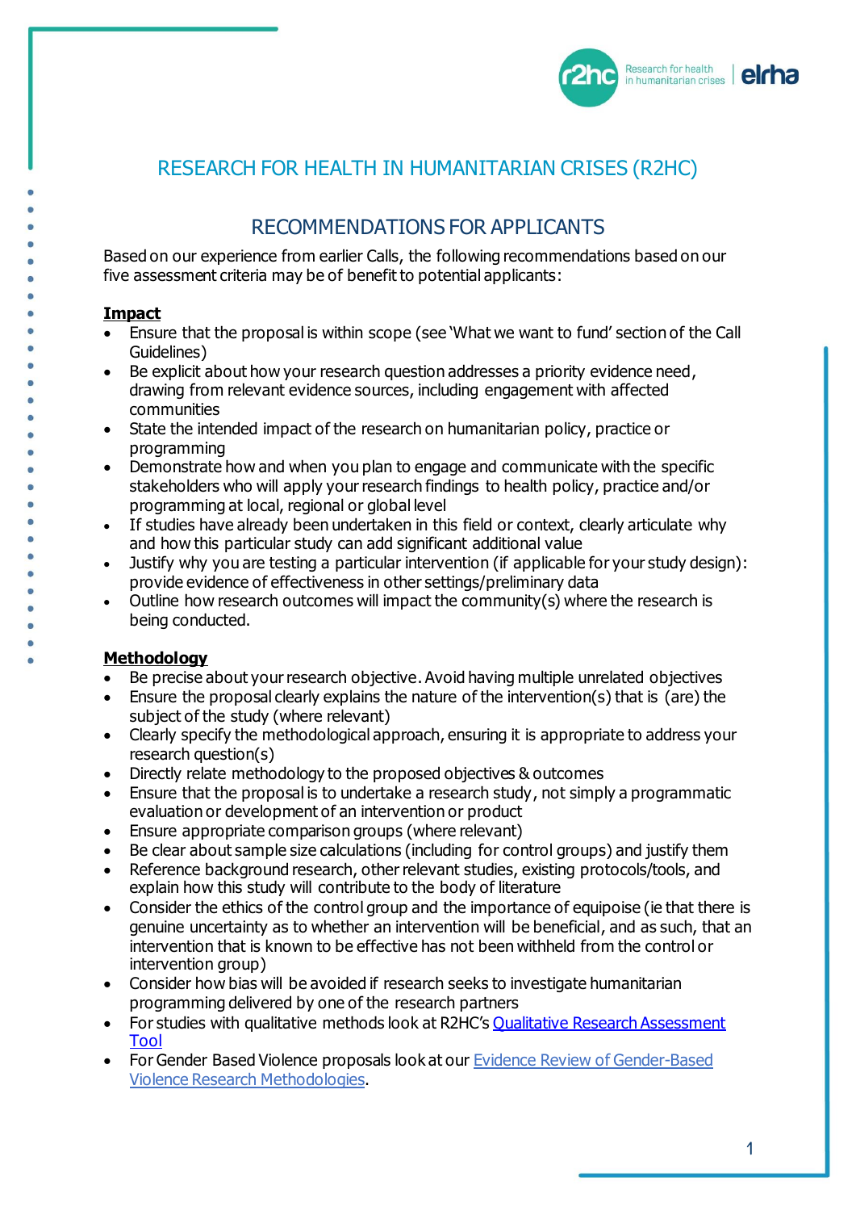# RESEARCH FOR HEALTH IN HUMANITARIAN CRISES (R2HC)

## RECOMMENDATIONS FOR APPLICANTS

Based on our experience from earlier Calls, the following recommendations based on our five assessment criteria may be of benefit to potential applicants:

**Impact**

- Ensure that the proposal is within scope (see 'What we want to fund' section of the Call Guidelines)
- Be explicit about how your research question addresses a priority evidence need, drawing from relevant evidence sources, including engagement with affected communities
- State the intended impact of the research on humanitarian policy, practice or programming
- Demonstrate how and when you plan to engage and communicate with the specific stakeholders who will apply your research findings to health policy, practice and/or programming at local, regional or global level
- If studies have already been undertaken in this field or context, clearly articulate why and how this particular study can add significant additional value
- Justify why you are testing a particular intervention (if applicable for your study design): provide evidence of effectiveness in other settings/preliminary data
- Outline how research outcomes will impact the community(s) where the research is being conducted.

**Methodology**

- Be precise about your research objective. Avoid having multiple unrelated objectives
- Ensure the proposal clearly explains the nature of the intervention(s) that is (are) the subject of the study (where relevant)
- Clearly specify the methodological approach, ensuring it is appropriate to address your research question(s)
- Directly relate methodology to the proposed objectives & outcomes
- Ensure that the proposal is to undertake a research study, not simply a programmatic evaluation or development of an intervention or product
- Ensure appropriate comparison groups (where relevant)
- Be clear about sample size calculations (including for control groups) and justify them
- Reference background research, other relevant studies, existing protocols/tools, and explain how this study will contribute to the body of literature
- Consider the ethics of the control group and the importance of equipoise (ie that there is genuine uncertainty as to whether an intervention will be beneficial, and as such, that an intervention that is known to be effective has not been withheld from the control or intervention group)
- Consider how bias will be avoided if research seeks to investigate humanitarian programming delivered by one of the research partners
- For studies with qualitative methods look at R2HC's [Qualitative Research Assessment Tool]
- For Gender Based Violence proposals look at our [Evidence Review of Gender-Based Violence Research Methodologies].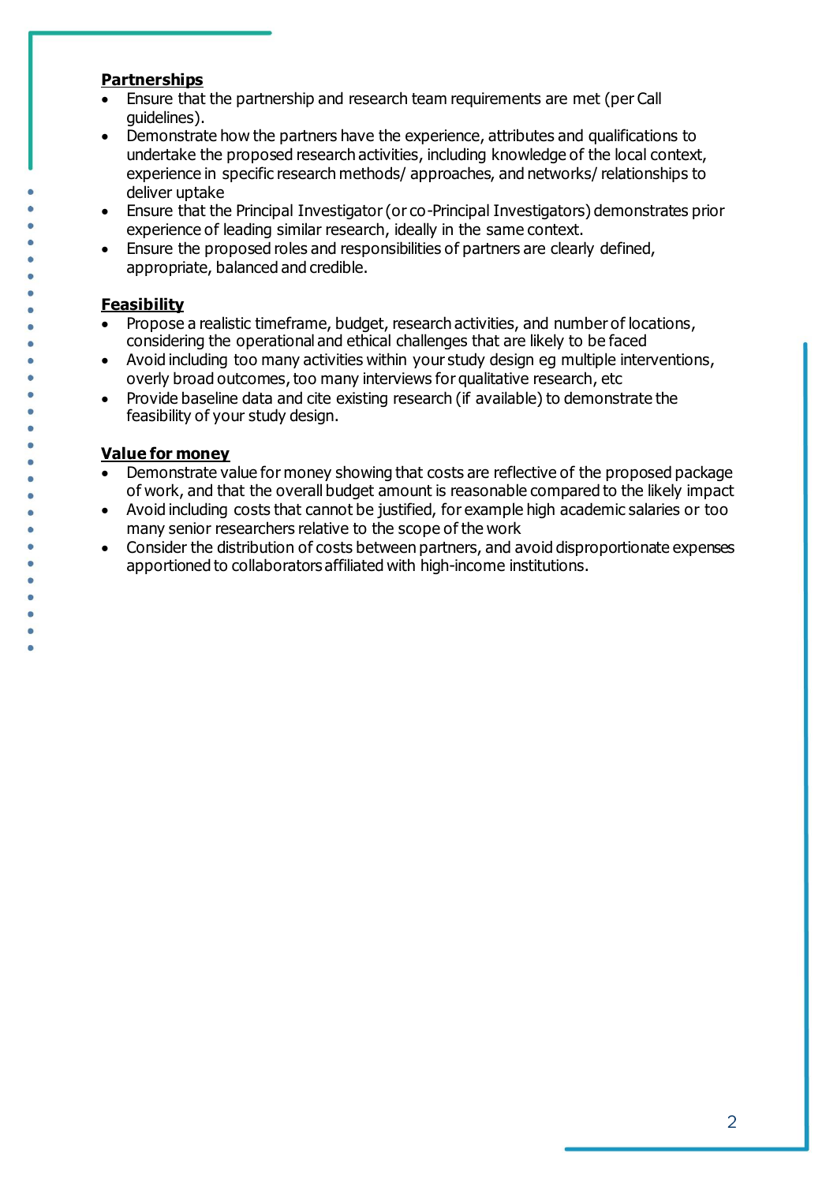**Partnerships**

- Ensure that the partnership and research team requirements are met (per Call guidelines).
- Demonstrate how the partners have the experience, attributes and qualifications to undertake the proposed research activities, including knowledge of the local context, experience in specific research methods/ approaches, and networks/ relationships to deliver uptake
- Ensure that the Principal Investigator (or co-Principal Investigators) demonstrates prior experience of leading similar research, ideally in the same context.
- Ensure the proposed roles and responsibilities of partners are clearly defined, appropriate, balanced and credible.

**Feasibility**

- Propose a realistic timeframe, budget, research activities, and number of locations, considering the operational and ethical challenges that are likely to be faced
- Avoid including too many activities within your study design eg multiple interventions, overly broad outcomes, too many interviews for qualitative research, etc
- Provide baseline data and cite existing research (if available) to demonstrate the feasibility of your study design.

**Value for money**

- Demonstrate value for money showing that costs are reflective of the proposed package of work, and that the overall budget amount is reasonable compared to the likely impact
- Avoid including costs that cannot be justified, for example high academic salaries or too many senior researchers relative to the scope of the work
- Consider the distribution of costs between partners, and avoid disproportionate expenses apportioned to collaborators affiliated with high-income institutions.